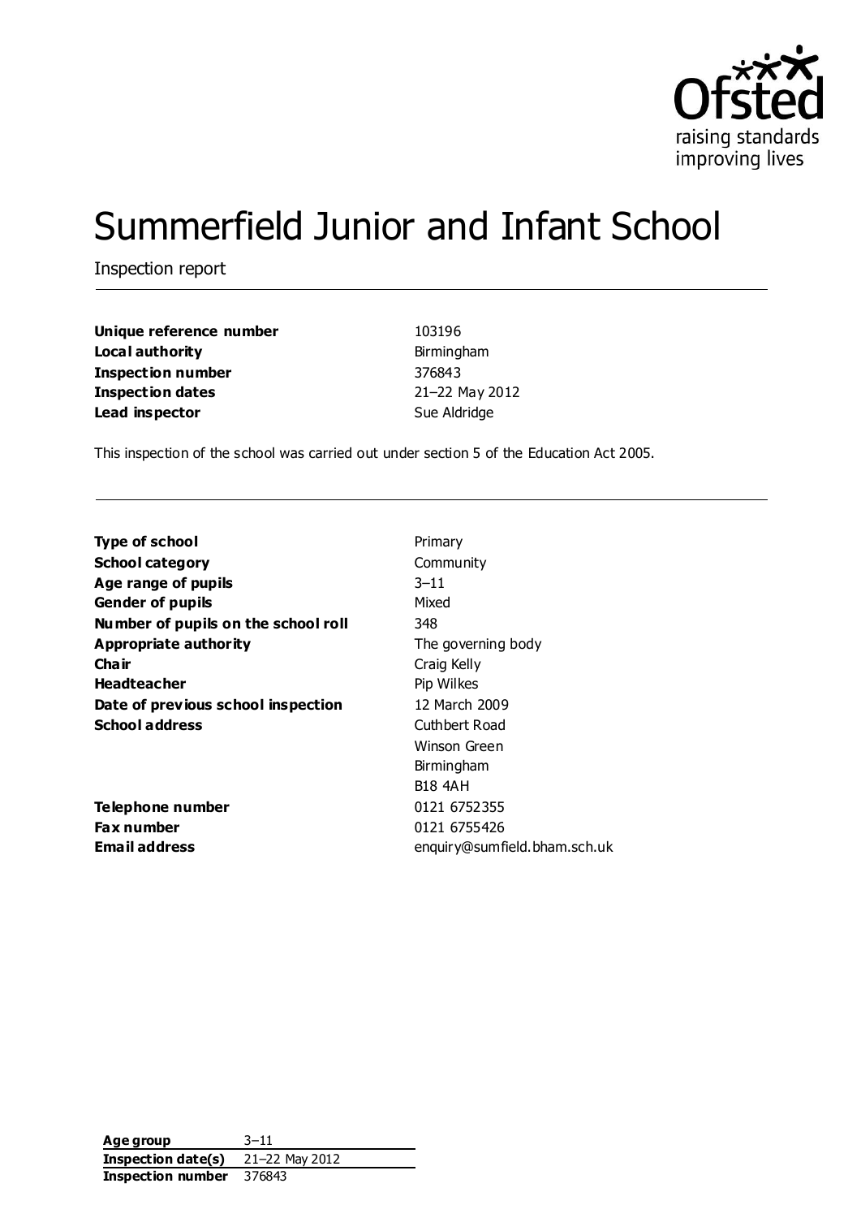# Summerfield Junior and Infant School

Inspection report

| | |
|---|---|
| **Unique reference number** | 103196 |
| **Local authority** | Birmingham |
| **Inspection number** | 376843 |
| **Inspection dates** | 21–22 May 2012 |
| **Lead inspector** | Sue Aldridge |

This inspection of the school was carried out under section 5 of the Education Act 2005.

| | |
|---|---|
| **Type of school** | Primary |
| **School category** | Community |
| **Age range of pupils** | 3–11 |
| **Gender of pupils** | Mixed |
| **Number of pupils on the school roll** | 348 |
| **Appropriate authority** | The governing body |
| **Chair** | Craig Kelly |
| **Headteacher** | Pip Wilkes |
| **Date of previous school inspection** | 12 March 2009 |
| **School address** | Cuthbert Road<br>Winson Green<br>Birmingham<br>B18 4AH |
| **Telephone number** | 0121 6752355 |
| **Fax number** | 0121 6755426 |
| **Email address** | enquiry@sumfield.bham.sch.uk |

| | |
|---|---|
| **Age group** | 3–11 |
| **Inspection date(s)** | 21–22 May 2012 |
| **Inspection number** | 376843 |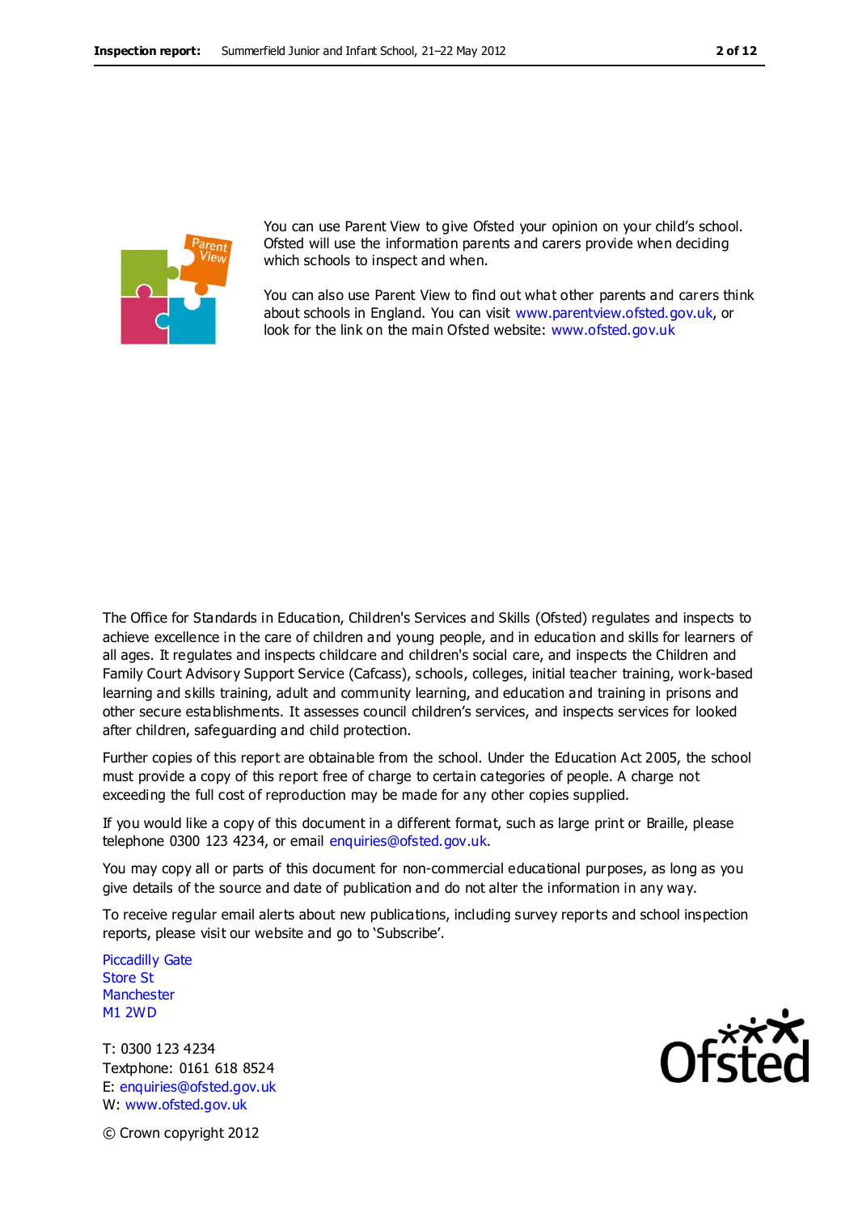You can use Parent View to give Ofsted your opinion on your child's school. Ofsted will use the information parents and carers provide when deciding which schools to inspect and when.

You can also use Parent View to find out what other parents and carers think about schools in England. You can visit www.parentview.ofsted.gov.uk, or look for the link on the main Ofsted website: www.ofsted.gov.uk

The Office for Standards in Education, Children's Services and Skills (Ofsted) regulates and inspects to achieve excellence in the care of children and young people, and in education and skills for learners of all ages. It regulates and inspects childcare and children's social care, and inspects the Children and Family Court Advisory Support Service (Cafcass), schools, colleges, initial teacher training, work-based learning and skills training, adult and community learning, and education and training in prisons and other secure establishments. It assesses council children's services, and inspects services for looked after children, safeguarding and child protection.

Further copies of this report are obtainable from the school. Under the Education Act 2005, the school must provide a copy of this report free of charge to certain categories of people. A charge not exceeding the full cost of reproduction may be made for any other copies supplied.

If you would like a copy of this document in a different format, such as large print or Braille, please telephone 0300 123 4234, or email enquiries@ofsted.gov.uk.

You may copy all or parts of this document for non-commercial educational purposes, as long as you give details of the source and date of publication and do not alter the information in any way.

To receive regular email alerts about new publications, including survey reports and school inspection reports, please visit our website and go to 'Subscribe'.

Piccadilly Gate
Store St
Manchester
M1 2WD

T: 0300 123 4234
Textphone: 0161 618 8524
E: enquiries@ofsted.gov.uk
W: www.ofsted.gov.uk

© Crown copyright 2012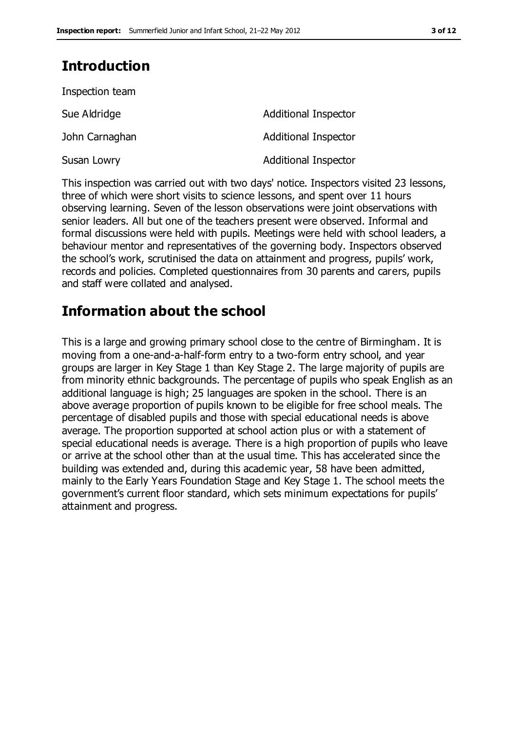# Introduction

Inspection team

| | |
|---|---|
| Sue Aldridge | Additional Inspector |
| John Carnaghan | Additional Inspector |
| Susan Lowry | Additional Inspector |

This inspection was carried out with two days' notice. Inspectors visited 23 lessons, three of which were short visits to science lessons, and spent over 11 hours observing learning. Seven of the lesson observations were joint observations with senior leaders. All but one of the teachers present were observed. Informal and formal discussions were held with pupils. Meetings were held with school leaders, a behaviour mentor and representatives of the governing body. Inspectors observed the school's work, scrutinised the data on attainment and progress, pupils' work, records and policies. Completed questionnaires from 30 parents and carers, pupils and staff were collated and analysed.

# Information about the school

This is a large and growing primary school close to the centre of Birmingham. It is moving from a one-and-a-half-form entry to a two-form entry school, and year groups are larger in Key Stage 1 than Key Stage 2. The large majority of pupils are from minority ethnic backgrounds. The percentage of pupils who speak English as an additional language is high; 25 languages are spoken in the school. There is an above average proportion of pupils known to be eligible for free school meals. The percentage of disabled pupils and those with special educational needs is above average. The proportion supported at school action plus or with a statement of special educational needs is average. There is a high proportion of pupils who leave or arrive at the school other than at the usual time. This has accelerated since the building was extended and, during this academic year, 58 have been admitted, mainly to the Early Years Foundation Stage and Key Stage 1. The school meets the government's current floor standard, which sets minimum expectations for pupils' attainment and progress.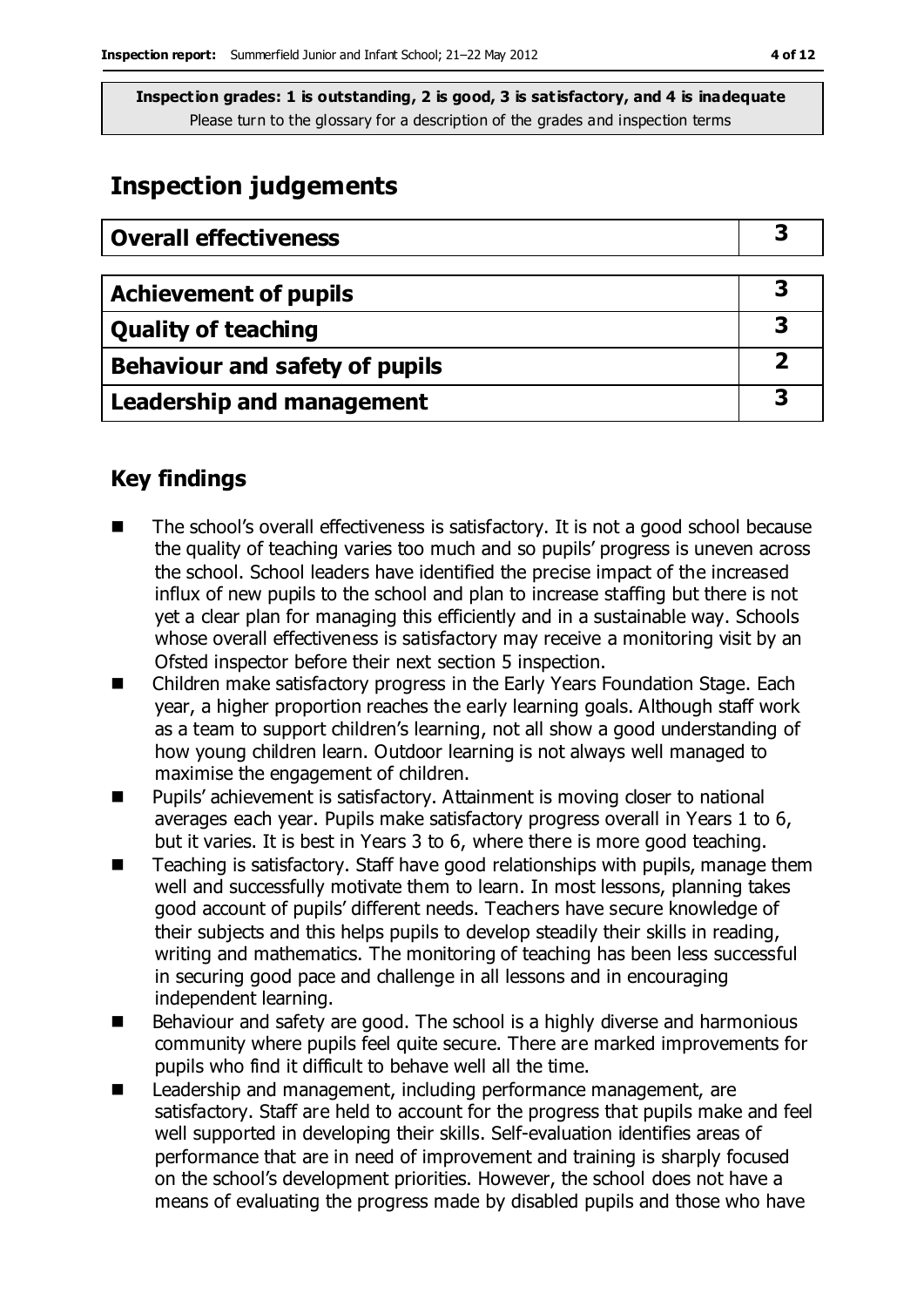**Inspection grades: 1 is outstanding, 2 is good, 3 is satisfactory, and 4 is inadequate**
Please turn to the glossary for a description of the grades and inspection terms

# Inspection judgements

| Overall effectiveness | 3 |
|---|---|

| Achievement of pupils | 3 |
|---|---|
| Quality of teaching | 3 |
| Behaviour and safety of pupils | 2 |
| Leadership and management | 3 |

## Key findings

- The school's overall effectiveness is satisfactory. It is not a good school because the quality of teaching varies too much and so pupils' progress is uneven across the school. School leaders have identified the precise impact of the increased influx of new pupils to the school and plan to increase staffing but there is not yet a clear plan for managing this efficiently and in a sustainable way. Schools whose overall effectiveness is satisfactory may receive a monitoring visit by an Ofsted inspector before their next section 5 inspection.
- Children make satisfactory progress in the Early Years Foundation Stage. Each year, a higher proportion reaches the early learning goals. Although staff work as a team to support children's learning, not all show a good understanding of how young children learn. Outdoor learning is not always well managed to maximise the engagement of children.
- Pupils' achievement is satisfactory. Attainment is moving closer to national averages each year. Pupils make satisfactory progress overall in Years 1 to 6, but it varies. It is best in Years 3 to 6, where there is more good teaching.
- Teaching is satisfactory. Staff have good relationships with pupils, manage them well and successfully motivate them to learn. In most lessons, planning takes good account of pupils' different needs. Teachers have secure knowledge of their subjects and this helps pupils to develop steadily their skills in reading, writing and mathematics. The monitoring of teaching has been less successful in securing good pace and challenge in all lessons and in encouraging independent learning.
- Behaviour and safety are good. The school is a highly diverse and harmonious community where pupils feel quite secure. There are marked improvements for pupils who find it difficult to behave well all the time.
- Leadership and management, including performance management, are satisfactory. Staff are held to account for the progress that pupils make and feel well supported in developing their skills. Self-evaluation identifies areas of performance that are in need of improvement and training is sharply focused on the school's development priorities. However, the school does not have a means of evaluating the progress made by disabled pupils and those who have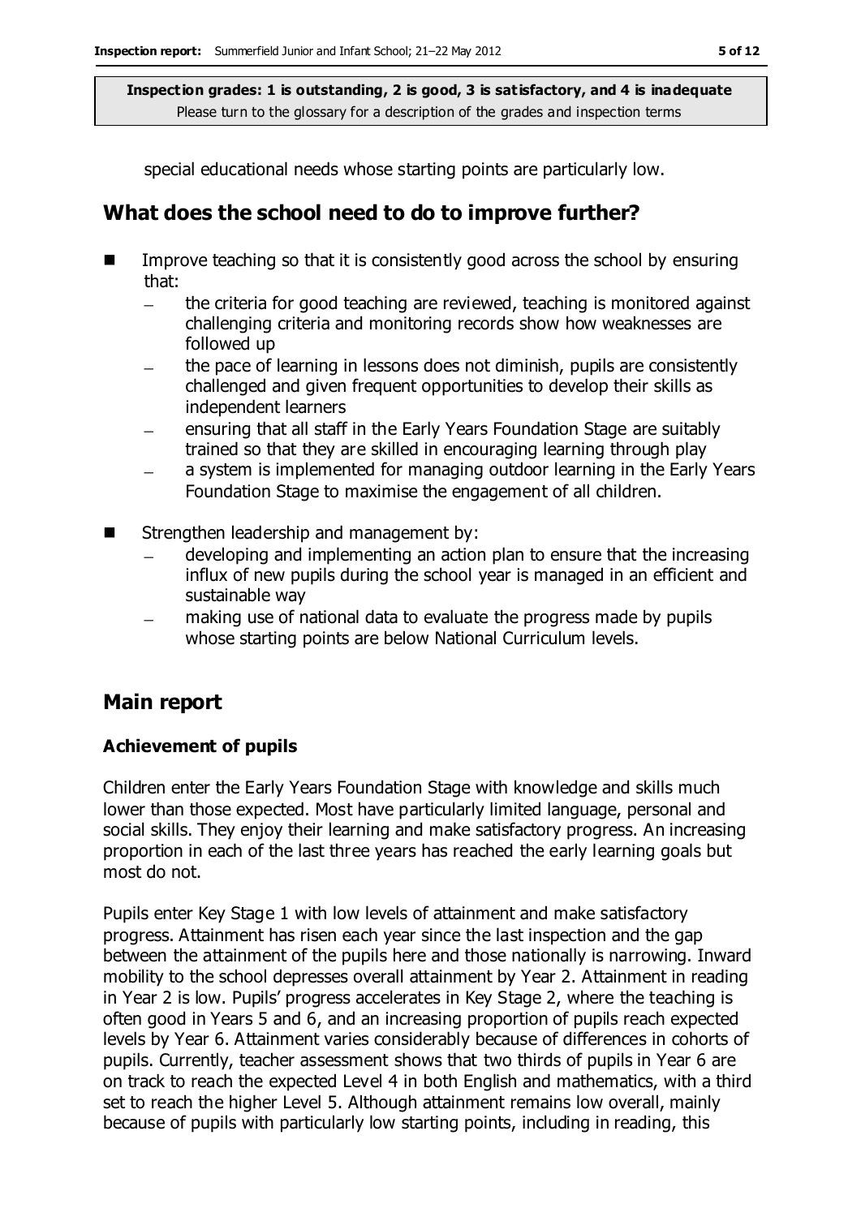special educational needs whose starting points are particularly low.

## What does the school need to do to improve further?

- Improve teaching so that it is consistently good across the school by ensuring that:
  - the criteria for good teaching are reviewed, teaching is monitored against challenging criteria and monitoring records show how weaknesses are followed up
  - the pace of learning in lessons does not diminish, pupils are consistently challenged and given frequent opportunities to develop their skills as independent learners
  - ensuring that all staff in the Early Years Foundation Stage are suitably trained so that they are skilled in encouraging learning through play
  - a system is implemented for managing outdoor learning in the Early Years Foundation Stage to maximise the engagement of all children.
- Strengthen leadership and management by:
  - developing and implementing an action plan to ensure that the increasing influx of new pupils during the school year is managed in an efficient and sustainable way
  - making use of national data to evaluate the progress made by pupils whose starting points are below National Curriculum levels.

## Main report

### Achievement of pupils

Children enter the Early Years Foundation Stage with knowledge and skills much lower than those expected. Most have particularly limited language, personal and social skills. They enjoy their learning and make satisfactory progress. An increasing proportion in each of the last three years has reached the early learning goals but most do not.

Pupils enter Key Stage 1 with low levels of attainment and make satisfactory progress. Attainment has risen each year since the last inspection and the gap between the attainment of the pupils here and those nationally is narrowing. Inward mobility to the school depresses overall attainment by Year 2. Attainment in reading in Year 2 is low. Pupils' progress accelerates in Key Stage 2, where the teaching is often good in Years 5 and 6, and an increasing proportion of pupils reach expected levels by Year 6. Attainment varies considerably because of differences in cohorts of pupils. Currently, teacher assessment shows that two thirds of pupils in Year 6 are on track to reach the expected Level 4 in both English and mathematics, with a third set to reach the higher Level 5. Although attainment remains low overall, mainly because of pupils with particularly low starting points, including in reading, this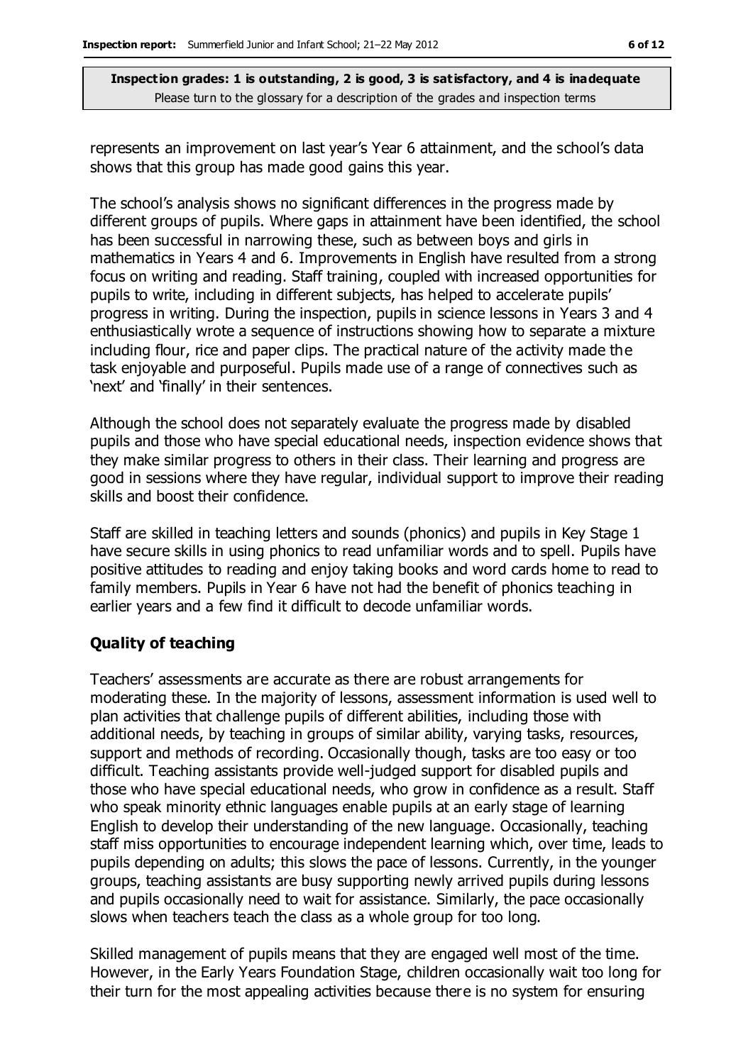represents an improvement on last year's Year 6 attainment, and the school's data shows that this group has made good gains this year.

The school's analysis shows no significant differences in the progress made by different groups of pupils. Where gaps in attainment have been identified, the school has been successful in narrowing these, such as between boys and girls in mathematics in Years 4 and 6. Improvements in English have resulted from a strong focus on writing and reading. Staff training, coupled with increased opportunities for pupils to write, including in different subjects, has helped to accelerate pupils' progress in writing. During the inspection, pupils in science lessons in Years 3 and 4 enthusiastically wrote a sequence of instructions showing how to separate a mixture including flour, rice and paper clips. The practical nature of the activity made the task enjoyable and purposeful. Pupils made use of a range of connectives such as 'next' and 'finally' in their sentences.

Although the school does not separately evaluate the progress made by disabled pupils and those who have special educational needs, inspection evidence shows that they make similar progress to others in their class. Their learning and progress are good in sessions where they have regular, individual support to improve their reading skills and boost their confidence.

Staff are skilled in teaching letters and sounds (phonics) and pupils in Key Stage 1 have secure skills in using phonics to read unfamiliar words and to spell. Pupils have positive attitudes to reading and enjoy taking books and word cards home to read to family members. Pupils in Year 6 have not had the benefit of phonics teaching in earlier years and a few find it difficult to decode unfamiliar words.

## Quality of teaching

Teachers' assessments are accurate as there are robust arrangements for moderating these. In the majority of lessons, assessment information is used well to plan activities that challenge pupils of different abilities, including those with additional needs, by teaching in groups of similar ability, varying tasks, resources, support and methods of recording. Occasionally though, tasks are too easy or too difficult. Teaching assistants provide well-judged support for disabled pupils and those who have special educational needs, who grow in confidence as a result. Staff who speak minority ethnic languages enable pupils at an early stage of learning English to develop their understanding of the new language. Occasionally, teaching staff miss opportunities to encourage independent learning which, over time, leads to pupils depending on adults; this slows the pace of lessons. Currently, in the younger groups, teaching assistants are busy supporting newly arrived pupils during lessons and pupils occasionally need to wait for assistance. Similarly, the pace occasionally slows when teachers teach the class as a whole group for too long.

Skilled management of pupils means that they are engaged well most of the time. However, in the Early Years Foundation Stage, children occasionally wait too long for their turn for the most appealing activities because there is no system for ensuring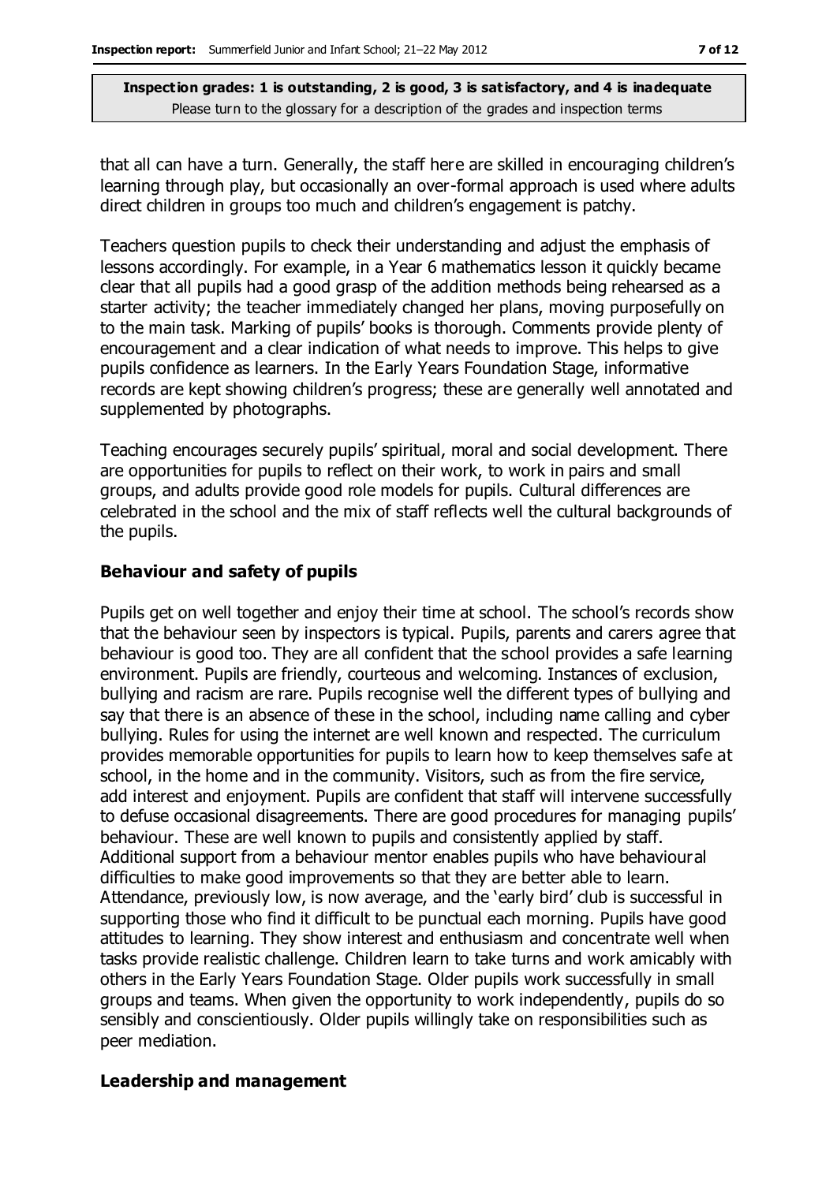that all can have a turn. Generally, the staff here are skilled in encouraging children's learning through play, but occasionally an over-formal approach is used where adults direct children in groups too much and children's engagement is patchy.

Teachers question pupils to check their understanding and adjust the emphasis of lessons accordingly. For example, in a Year 6 mathematics lesson it quickly became clear that all pupils had a good grasp of the addition methods being rehearsed as a starter activity; the teacher immediately changed her plans, moving purposefully on to the main task. Marking of pupils' books is thorough. Comments provide plenty of encouragement and a clear indication of what needs to improve. This helps to give pupils confidence as learners. In the Early Years Foundation Stage, informative records are kept showing children's progress; these are generally well annotated and supplemented by photographs.

Teaching encourages securely pupils' spiritual, moral and social development. There are opportunities for pupils to reflect on their work, to work in pairs and small groups, and adults provide good role models for pupils. Cultural differences are celebrated in the school and the mix of staff reflects well the cultural backgrounds of the pupils.

### Behaviour and safety of pupils

Pupils get on well together and enjoy their time at school. The school's records show that the behaviour seen by inspectors is typical. Pupils, parents and carers agree that behaviour is good too. They are all confident that the school provides a safe learning environment. Pupils are friendly, courteous and welcoming. Instances of exclusion, bullying and racism are rare. Pupils recognise well the different types of bullying and say that there is an absence of these in the school, including name calling and cyber bullying. Rules for using the internet are well known and respected. The curriculum provides memorable opportunities for pupils to learn how to keep themselves safe at school, in the home and in the community. Visitors, such as from the fire service, add interest and enjoyment. Pupils are confident that staff will intervene successfully to defuse occasional disagreements. There are good procedures for managing pupils' behaviour. These are well known to pupils and consistently applied by staff. Additional support from a behaviour mentor enables pupils who have behavioural difficulties to make good improvements so that they are better able to learn. Attendance, previously low, is now average, and the 'early bird' club is successful in supporting those who find it difficult to be punctual each morning. Pupils have good attitudes to learning. They show interest and enthusiasm and concentrate well when tasks provide realistic challenge. Children learn to take turns and work amicably with others in the Early Years Foundation Stage. Older pupils work successfully in small groups and teams. When given the opportunity to work independently, pupils do so sensibly and conscientiously. Older pupils willingly take on responsibilities such as peer mediation.

### Leadership and management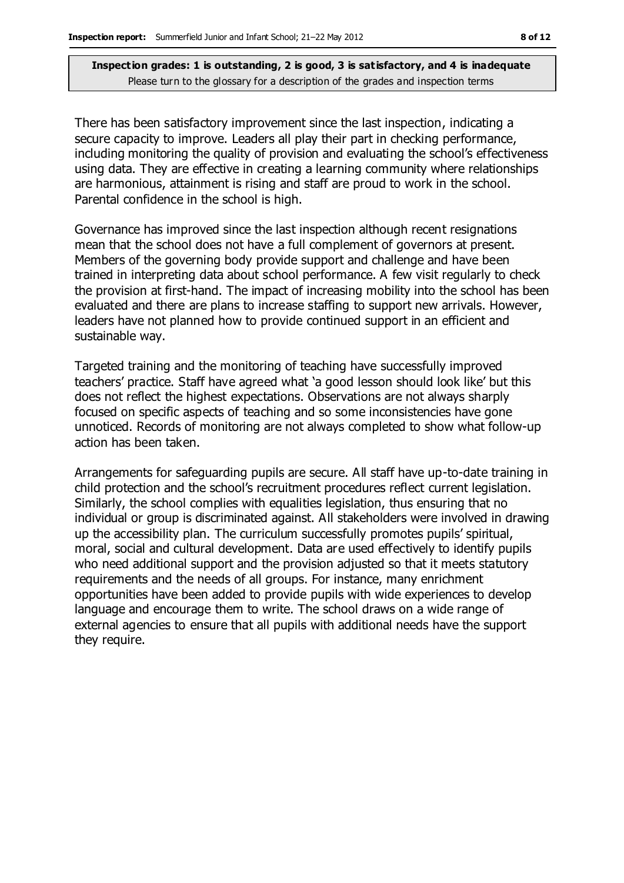There has been satisfactory improvement since the last inspection, indicating a secure capacity to improve. Leaders all play their part in checking performance, including monitoring the quality of provision and evaluating the school's effectiveness using data. They are effective in creating a learning community where relationships are harmonious, attainment is rising and staff are proud to work in the school. Parental confidence in the school is high.

Governance has improved since the last inspection although recent resignations mean that the school does not have a full complement of governors at present. Members of the governing body provide support and challenge and have been trained in interpreting data about school performance. A few visit regularly to check the provision at first-hand. The impact of increasing mobility into the school has been evaluated and there are plans to increase staffing to support new arrivals. However, leaders have not planned how to provide continued support in an efficient and sustainable way.

Targeted training and the monitoring of teaching have successfully improved teachers' practice. Staff have agreed what 'a good lesson should look like' but this does not reflect the highest expectations. Observations are not always sharply focused on specific aspects of teaching and so some inconsistencies have gone unnoticed. Records of monitoring are not always completed to show what follow-up action has been taken.

Arrangements for safeguarding pupils are secure. All staff have up-to-date training in child protection and the school's recruitment procedures reflect current legislation. Similarly, the school complies with equalities legislation, thus ensuring that no individual or group is discriminated against. All stakeholders were involved in drawing up the accessibility plan. The curriculum successfully promotes pupils' spiritual, moral, social and cultural development. Data are used effectively to identify pupils who need additional support and the provision adjusted so that it meets statutory requirements and the needs of all groups. For instance, many enrichment opportunities have been added to provide pupils with wide experiences to develop language and encourage them to write. The school draws on a wide range of external agencies to ensure that all pupils with additional needs have the support they require.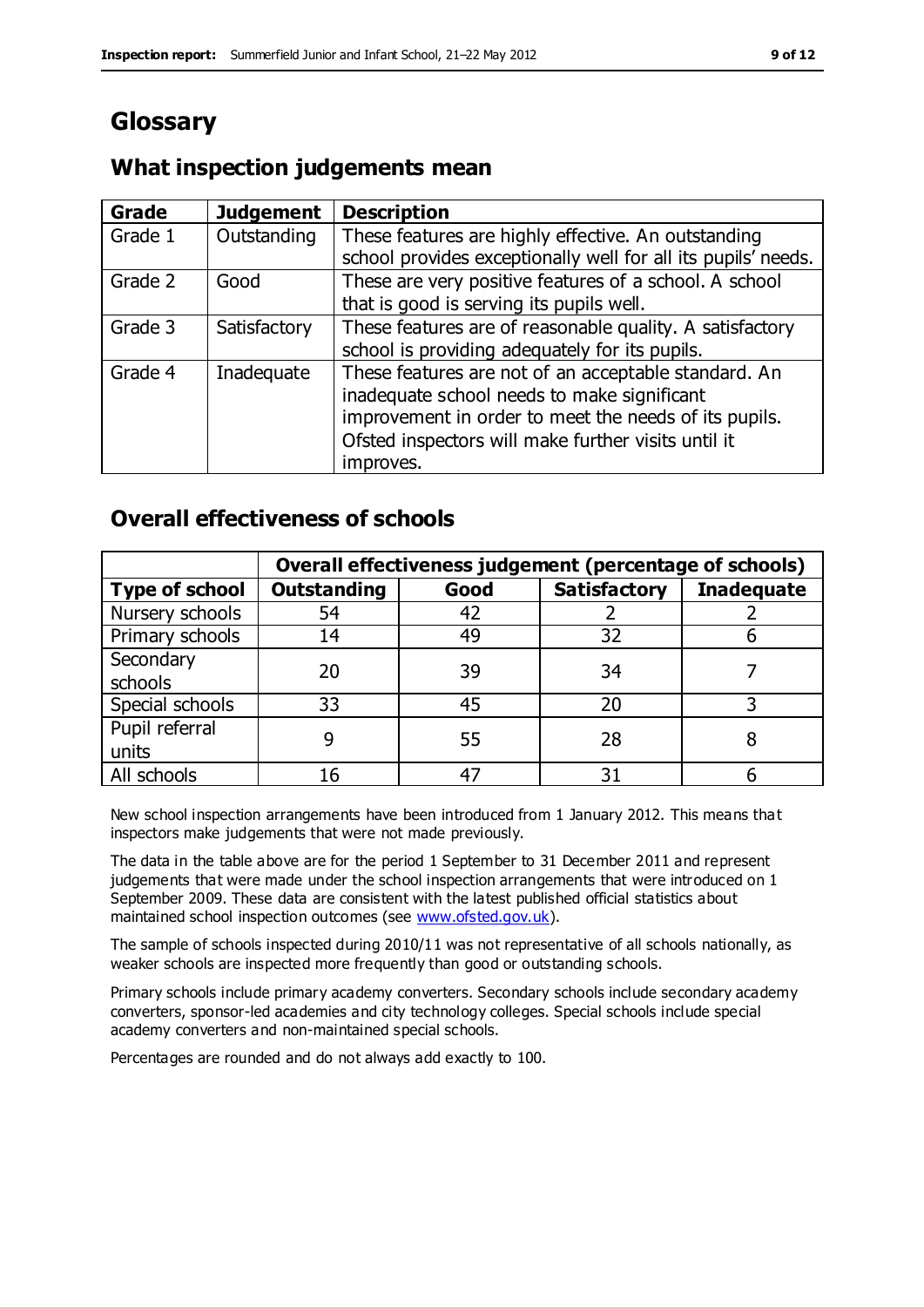# Glossary

## What inspection judgements mean

| Grade | Judgement | Description |
| --- | --- | --- |
| Grade 1 | Outstanding | These features are highly effective. An outstanding school provides exceptionally well for all its pupils' needs. |
| Grade 2 | Good | These are very positive features of a school. A school that is good is serving its pupils well. |
| Grade 3 | Satisfactory | These features are of reasonable quality. A satisfactory school is providing adequately for its pupils. |
| Grade 4 | Inadequate | These features are not of an acceptable standard. An inadequate school needs to make significant improvement in order to meet the needs of its pupils. Ofsted inspectors will make further visits until it improves. |

## Overall effectiveness of schools

| | Overall effectiveness judgement (percentage of schools) | | | |
| --- | --- | --- | --- | --- |
| **Type of school** | **Outstanding** | **Good** | **Satisfactory** | **Inadequate** |
| Nursery schools | 54 | 42 | 2 | 2 |
| Primary schools | 14 | 49 | 32 | 6 |
| Secondary schools | 20 | 39 | 34 | 7 |
| Special schools | 33 | 45 | 20 | 3 |
| Pupil referral units | 9 | 55 | 28 | 8 |
| All schools | 16 | 47 | 31 | 6 |

New school inspection arrangements have been introduced from 1 January 2012. This means that inspectors make judgements that were not made previously.

The data in the table above are for the period 1 September to 31 December 2011 and represent judgements that were made under the school inspection arrangements that were introduced on 1 September 2009. These data are consistent with the latest published official statistics about maintained school inspection outcomes (see www.ofsted.gov.uk).

The sample of schools inspected during 2010/11 was not representative of all schools nationally, as weaker schools are inspected more frequently than good or outstanding schools.

Primary schools include primary academy converters. Secondary schools include secondary academy converters, sponsor-led academies and city technology colleges. Special schools include special academy converters and non-maintained special schools.

Percentages are rounded and do not always add exactly to 100.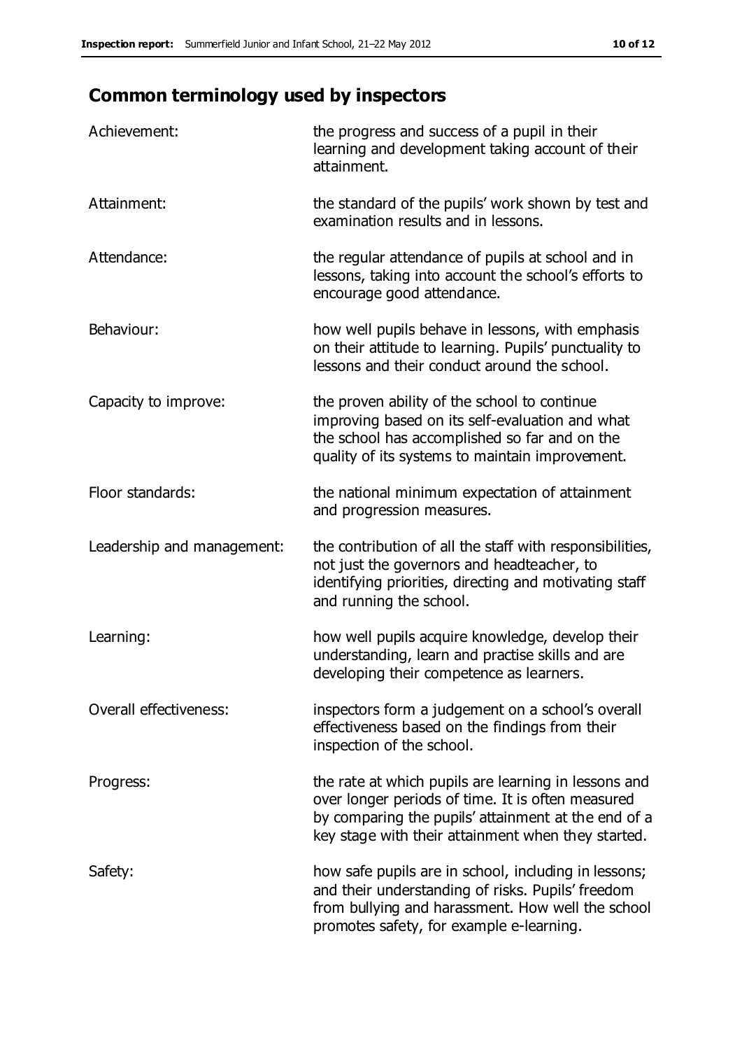## Common terminology used by inspectors

| | |
|---|---|
| Achievement: | the progress and success of a pupil in their learning and development taking account of their attainment. |
| Attainment: | the standard of the pupils' work shown by test and examination results and in lessons. |
| Attendance: | the regular attendance of pupils at school and in lessons, taking into account the school's efforts to encourage good attendance. |
| Behaviour: | how well pupils behave in lessons, with emphasis on their attitude to learning. Pupils' punctuality to lessons and their conduct around the school. |
| Capacity to improve: | the proven ability of the school to continue improving based on its self-evaluation and what the school has accomplished so far and on the quality of its systems to maintain improvement. |
| Floor standards: | the national minimum expectation of attainment and progression measures. |
| Leadership and management: | the contribution of all the staff with responsibilities, not just the governors and headteacher, to identifying priorities, directing and motivating staff and running the school. |
| Learning: | how well pupils acquire knowledge, develop their understanding, learn and practise skills and are developing their competence as learners. |
| Overall effectiveness: | inspectors form a judgement on a school's overall effectiveness based on the findings from their inspection of the school. |
| Progress: | the rate at which pupils are learning in lessons and over longer periods of time. It is often measured by comparing the pupils' attainment at the end of a key stage with their attainment when they started. |
| Safety: | how safe pupils are in school, including in lessons; and their understanding of risks. Pupils' freedom from bullying and harassment. How well the school promotes safety, for example e-learning. |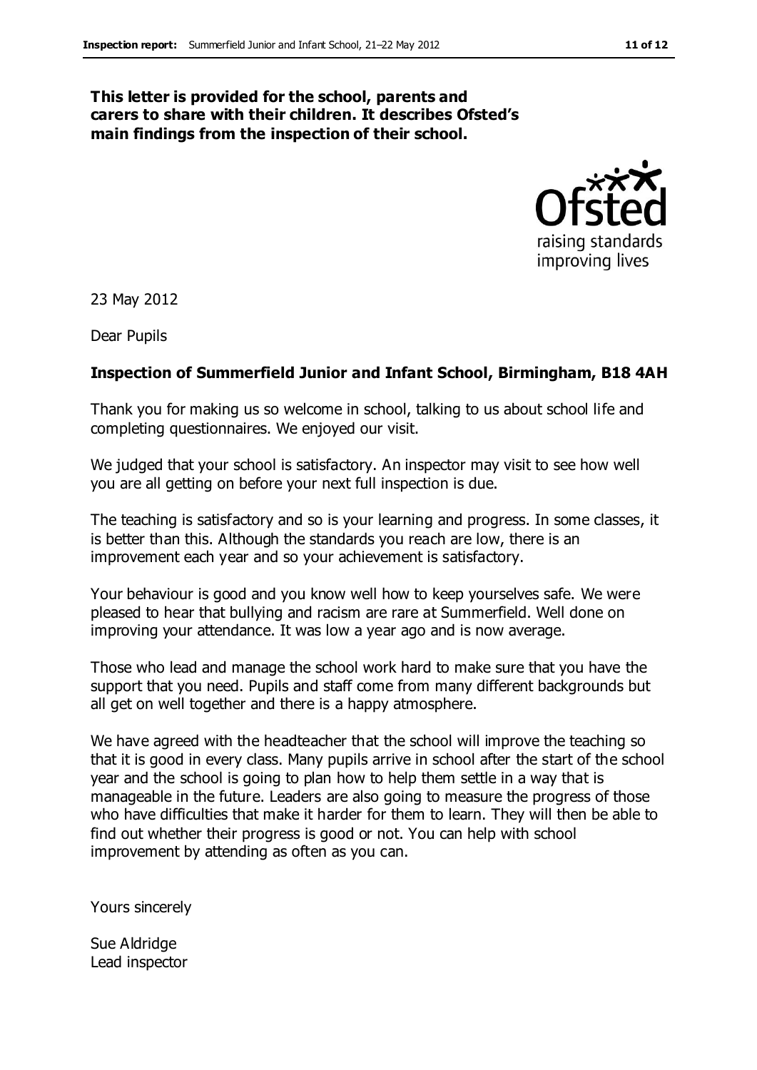**This letter is provided for the school, parents and carers to share with their children. It describes Ofsted's main findings from the inspection of their school.**

23 May 2012

Dear Pupils

**Inspection of Summerfield Junior and Infant School, Birmingham, B18 4AH**

Thank you for making us so welcome in school, talking to us about school life and completing questionnaires. We enjoyed our visit.

We judged that your school is satisfactory. An inspector may visit to see how well you are all getting on before your next full inspection is due.

The teaching is satisfactory and so is your learning and progress. In some classes, it is better than this. Although the standards you reach are low, there is an improvement each year and so your achievement is satisfactory.

Your behaviour is good and you know well how to keep yourselves safe. We were pleased to hear that bullying and racism are rare at Summerfield. Well done on improving your attendance. It was low a year ago and is now average.

Those who lead and manage the school work hard to make sure that you have the support that you need. Pupils and staff come from many different backgrounds but all get on well together and there is a happy atmosphere.

We have agreed with the headteacher that the school will improve the teaching so that it is good in every class. Many pupils arrive in school after the start of the school year and the school is going to plan how to help them settle in a way that is manageable in the future. Leaders are also going to measure the progress of those who have difficulties that make it harder for them to learn. They will then be able to find out whether their progress is good or not. You can help with school improvement by attending as often as you can.

Yours sincerely

Sue Aldridge
Lead inspector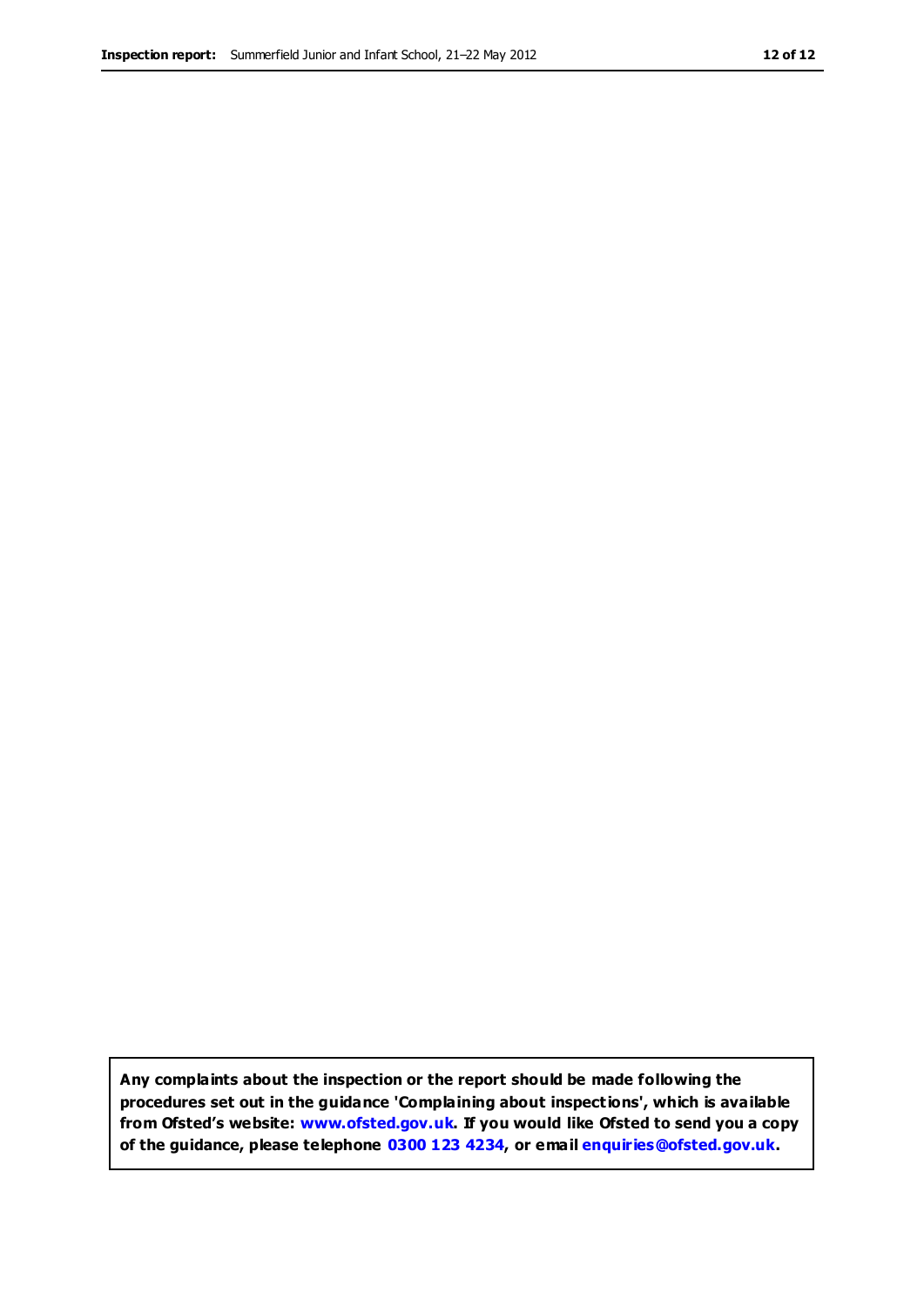**Any complaints about the inspection or the report should be made following the procedures set out in the guidance 'Complaining about inspections', which is available from Ofsted's website: www.ofsted.gov.uk. If you would like Ofsted to send you a copy of the guidance, please telephone 0300 123 4234, or email enquiries@ofsted.gov.uk.**